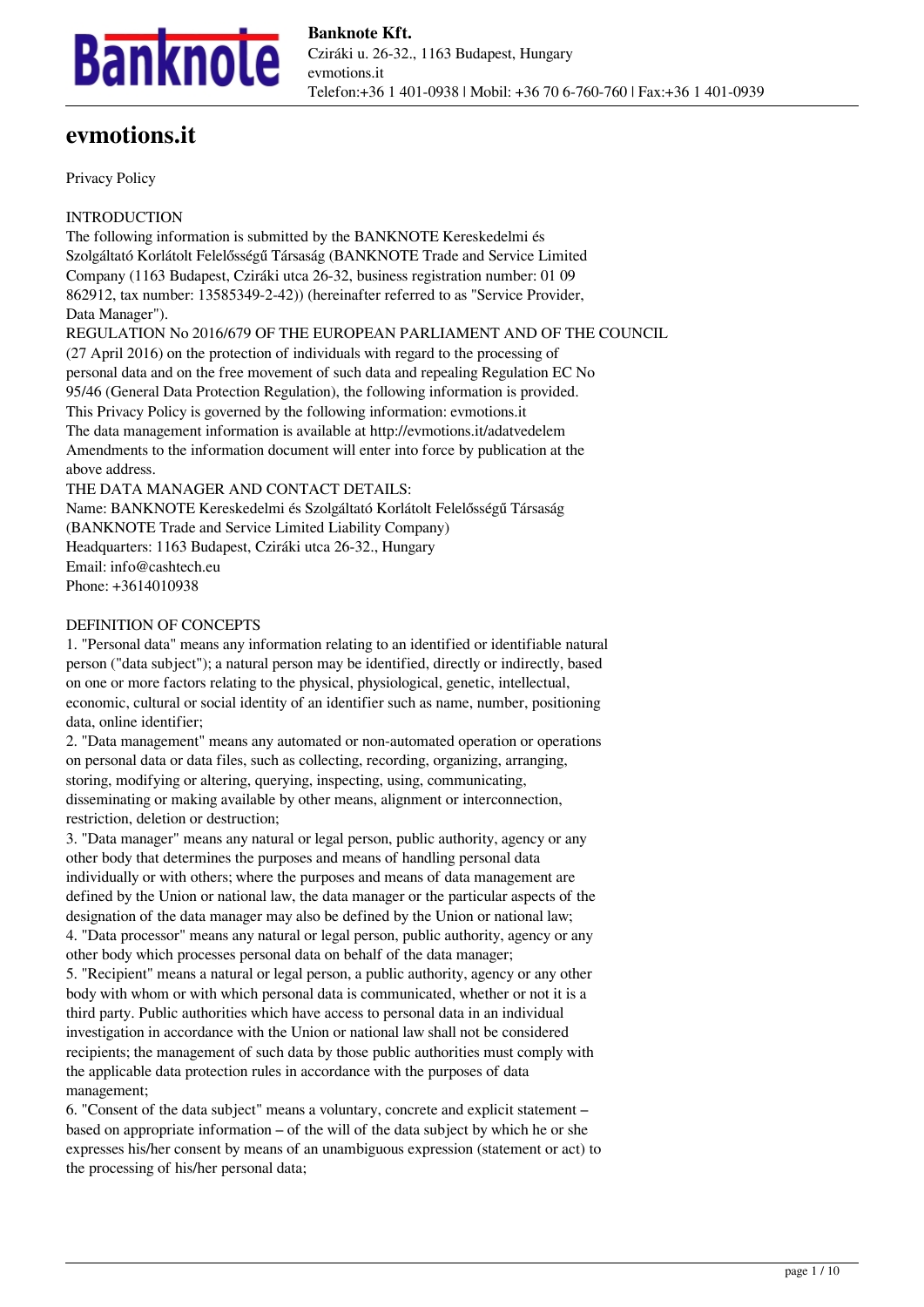# evmotions.it

Privacy Policy

INTRODUCTION
The following information is submitted by the BANKNOTE Kereskedelmi és Szolgáltató Korlátolt Felelősségű Társaság (BANKNOTE Trade and Service Limited Company (1163 Budapest, Cziráki utca 26-32, business registration number: 01 09 862912, tax number: 13585349-2-42)) (hereinafter referred to as "Service Provider, Data Manager").
REGULATION No 2016/679 OF THE EUROPEAN PARLIAMENT AND OF THE COUNCIL (27 April 2016) on the protection of individuals with regard to the processing of personal data and on the free movement of such data and repealing Regulation EC No 95/46 (General Data Protection Regulation), the following information is provided.
This Privacy Policy is governed by the following information: evmotions.it
The data management information is available at http://evmotions.it/adatvedelem
Amendments to the information document will enter into force by publication at the above address.
THE DATA MANAGER AND CONTACT DETAILS:
Name: BANKNOTE Kereskedelmi és Szolgáltató Korlátolt Felelősségű Társaság (BANKNOTE Trade and Service Limited Liability Company)
Headquarters: 1163 Budapest, Cziráki utca 26-32., Hungary
Email: info@cashtech.eu
Phone: +3614010938

DEFINITION OF CONCEPTS
1. "Personal data" means any information relating to an identified or identifiable natural person ("data subject"); a natural person may be identified, directly or indirectly, based on one or more factors relating to the physical, physiological, genetic, intellectual, economic, cultural or social identity of an identifier such as name, number, positioning data, online identifier;
2. "Data management" means any automated or non-automated operation or operations on personal data or data files, such as collecting, recording, organizing, arranging, storing, modifying or altering, querying, inspecting, using, communicating, disseminating or making available by other means, alignment or interconnection, restriction, deletion or destruction;
3. "Data manager" means any natural or legal person, public authority, agency or any other body that determines the purposes and means of handling personal data individually or with others; where the purposes and means of data management are defined by the Union or national law, the data manager or the particular aspects of the designation of the data manager may also be defined by the Union or national law;
4. "Data processor" means any natural or legal person, public authority, agency or any other body which processes personal data on behalf of the data manager;
5. "Recipient" means a natural or legal person, a public authority, agency or any other body with whom or with which personal data is communicated, whether or not it is a third party. Public authorities which have access to personal data in an individual investigation in accordance with the Union or national law shall not be considered recipients; the management of such data by those public authorities must comply with the applicable data protection rules in accordance with the purposes of data management;
6. "Consent of the data subject" means a voluntary, concrete and explicit statement – based on appropriate information – of the will of the data subject by which he or she expresses his/her consent by means of an unambiguous expression (statement or act) to the processing of his/her personal data;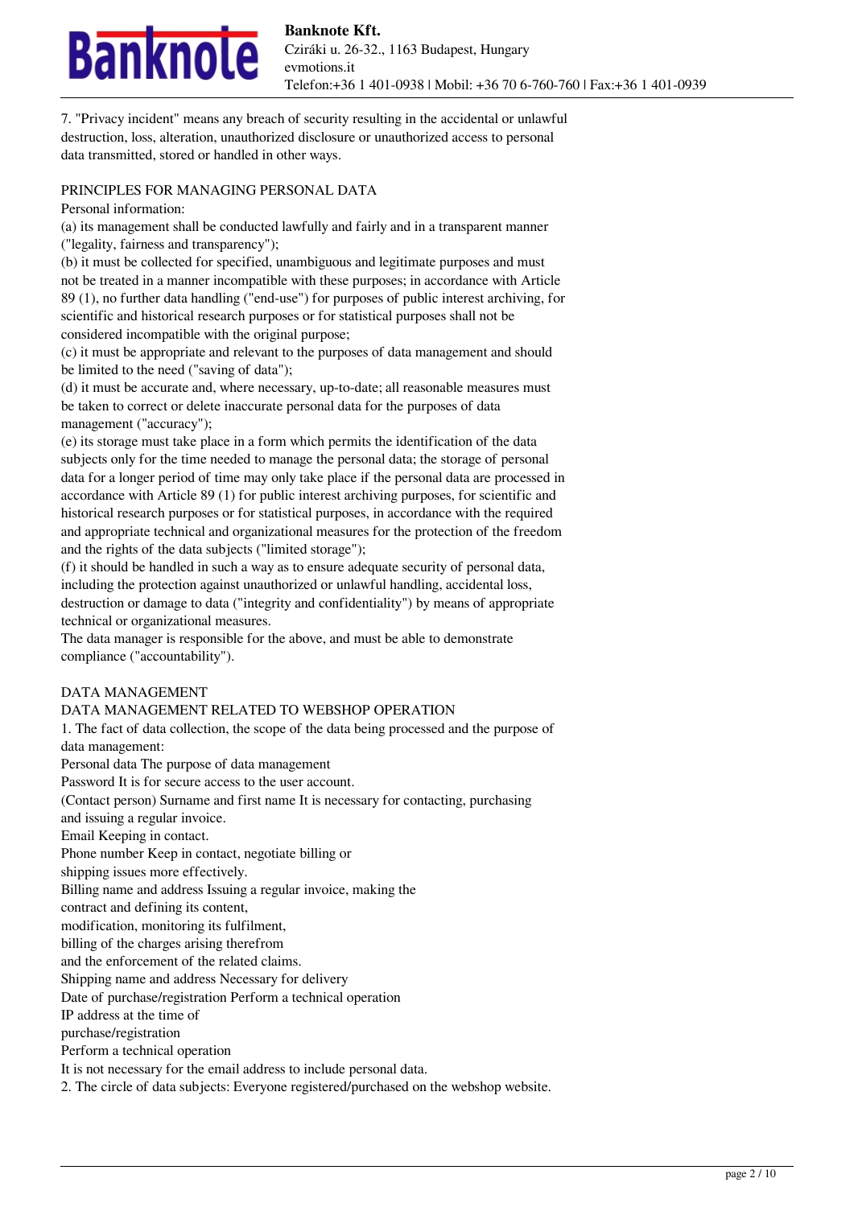7. "Privacy incident" means any breach of security resulting in the accidental or unlawful destruction, loss, alteration, unauthorized disclosure or unauthorized access to personal data transmitted, stored or handled in other ways.

## PRINCIPLES FOR MANAGING PERSONAL DATA

Personal information:

(a) its management shall be conducted lawfully and fairly and in a transparent manner ("legality, fairness and transparency");

(b) it must be collected for specified, unambiguous and legitimate purposes and must not be treated in a manner incompatible with these purposes; in accordance with Article 89 (1), no further data handling ("end-use") for purposes of public interest archiving, for scientific and historical research purposes or for statistical purposes shall not be considered incompatible with the original purpose;

(c) it must be appropriate and relevant to the purposes of data management and should be limited to the need ("saving of data");

(d) it must be accurate and, where necessary, up-to-date; all reasonable measures must be taken to correct or delete inaccurate personal data for the purposes of data management ("accuracy");

(e) its storage must take place in a form which permits the identification of the data subjects only for the time needed to manage the personal data; the storage of personal data for a longer period of time may only take place if the personal data are processed in accordance with Article 89 (1) for public interest archiving purposes, for scientific and historical research purposes or for statistical purposes, in accordance with the required and appropriate technical and organizational measures for the protection of the freedom and the rights of the data subjects ("limited storage");

(f) it should be handled in such a way as to ensure adequate security of personal data, including the protection against unauthorized or unlawful handling, accidental loss, destruction or damage to data ("integrity and confidentiality") by means of appropriate technical or organizational measures.

The data manager is responsible for the above, and must be able to demonstrate compliance ("accountability").

## DATA MANAGEMENT

### DATA MANAGEMENT RELATED TO WEBSHOP OPERATION

1. The fact of data collection, the scope of the data being processed and the purpose of data management:

| Personal data | The purpose of data management |
|---|---|
| Password | It is for secure access to the user account. |
| (Contact person) Surname and first name | It is necessary for contacting, purchasing and issuing a regular invoice. |
| Email | Keeping in contact. |
| Phone number | Keep in contact, negotiate billing or shipping issues more effectively. |
| Billing name and address | Issuing a regular invoice, making the contract and defining its content, modification, monitoring its fulfilment, billing of the charges arising therefrom and the enforcement of the related claims. |
| Shipping name and address | Necessary for delivery |
| Date of purchase/registration | Perform a technical operation |
| IP address at the time of purchase/registration | Perform a technical operation |

It is not necessary for the email address to include personal data.

2. The circle of data subjects: Everyone registered/purchased on the webshop website.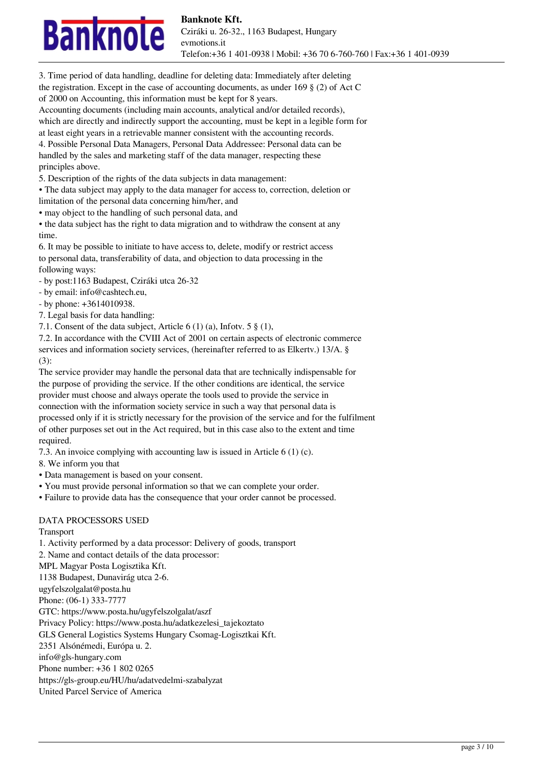3. Time period of data handling, deadline for deleting data: Immediately after deleting the registration. Except in the case of accounting documents, as under 169 § (2) of Act C of 2000 on Accounting, this information must be kept for 8 years.
Accounting documents (including main accounts, analytical and/or detailed records), which are directly and indirectly support the accounting, must be kept in a legible form for at least eight years in a retrievable manner consistent with the accounting records.
4. Possible Personal Data Managers, Personal Data Addressee: Personal data can be handled by the sales and marketing staff of the data manager, respecting these principles above.
5. Description of the rights of the data subjects in data management:

- The data subject may apply to the data manager for access to, correction, deletion or limitation of the personal data concerning him/her, and
- may object to the handling of such personal data, and
- the data subject has the right to data migration and to withdraw the consent at any time.

6. It may be possible to initiate to have access to, delete, modify or restrict access to personal data, transferability of data, and objection to data processing in the following ways:

- by post:1163 Budapest, Cziráki utca 26-32
- by email: info@cashtech.eu,
- by phone: +3614010938.

7. Legal basis for data handling:
7.1. Consent of the data subject, Article 6 (1) (a), Infotv. 5 § (1),
7.2. In accordance with the CVIII Act of 2001 on certain aspects of electronic commerce services and information society services, (hereinafter referred to as Elkertv.) 13/A. § (3):
The service provider may handle the personal data that are technically indispensable for the purpose of providing the service. If the other conditions are identical, the service provider must choose and always operate the tools used to provide the service in connection with the information society service in such a way that personal data is processed only if it is strictly necessary for the provision of the service and for the fulfilment of other purposes set out in the Act required, but in this case also to the extent and time required.
7.3. An invoice complying with accounting law is issued in Article 6 (1) (c).
8. We inform you that

- Data management is based on your consent.
- You must provide personal information so that we can complete your order.
- Failure to provide data has the consequence that your order cannot be processed.

DATA PROCESSORS USED

Transport

1. Activity performed by a data processor: Delivery of goods, transport
2. Name and contact details of the data processor:

MPL Magyar Posta Logisztika Kft.
1138 Budapest, Dunavirág utca 2-6.
ugyfelszolgalat@posta.hu
Phone: (06-1) 333-7777
GTC: https://www.posta.hu/ugyfelszolgalat/aszf
Privacy Policy: https://www.posta.hu/adatkezelesi_tajekoztato
GLS General Logistics Systems Hungary Csomag-Logisztkai Kft.
2351 Alsónémedi, Európa u. 2.
info@gls-hungary.com
Phone number: +36 1 802 0265
https://gls-group.eu/HU/hu/adatvedelmi-szabalyzat
United Parcel Service of America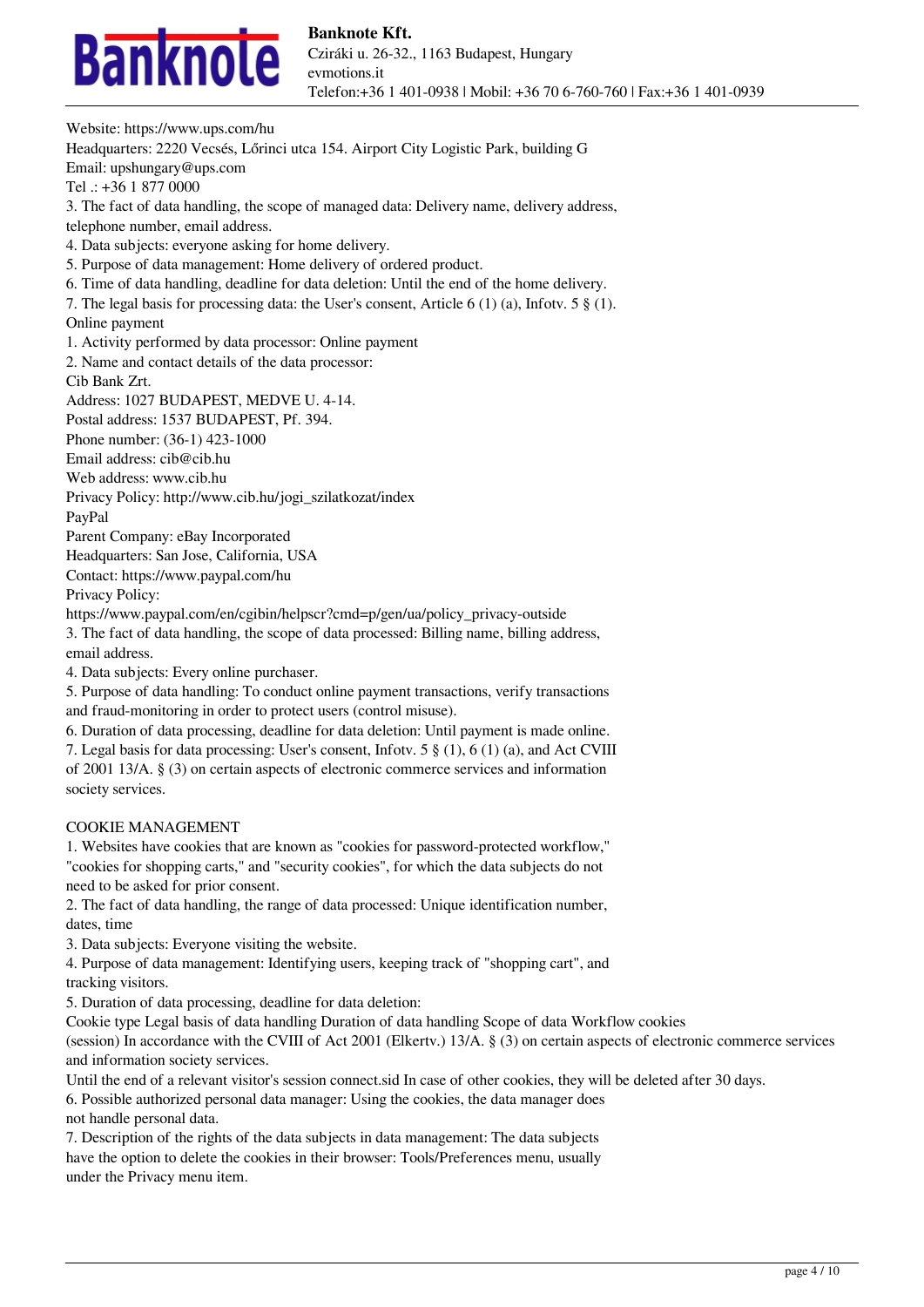Website: https://www.ups.com/hu
Headquarters: 2220 Vecsés, Lőrinci utca 154. Airport City Logistic Park, building G
Email: upshungary@ups.com
Tel .: +36 1 877 0000

3. The fact of data handling, the scope of managed data: Delivery name, delivery address, telephone number, email address.
4. Data subjects: everyone asking for home delivery.
5. Purpose of data management: Home delivery of ordered product.
6. Time of data handling, deadline for data deletion: Until the end of the home delivery.
7. The legal basis for processing data: the User's consent, Article 6 (1) (a), Infotv. 5 § (1).

Online payment

1. Activity performed by data processor: Online payment
2. Name and contact details of the data processor:

Cib Bank Zrt.
Address: 1027 BUDAPEST, MEDVE U. 4-14.
Postal address: 1537 BUDAPEST, Pf. 394.
Phone number: (36-1) 423-1000
Email address: cib@cib.hu
Web address: www.cib.hu
Privacy Policy: http://www.cib.hu/jogi_szilatkozat/index

PayPal
Parent Company: eBay Incorporated
Headquarters: San Jose, California, USA
Contact: https://www.paypal.com/hu
Privacy Policy:
https://www.paypal.com/en/cgibin/helpscr?cmd=p/gen/ua/policy_privacy-outside

3. The fact of data handling, the scope of data processed: Billing name, billing address, email address.
4. Data subjects: Every online purchaser.
5. Purpose of data handling: To conduct online payment transactions, verify transactions and fraud-monitoring in order to protect users (control misuse).
6. Duration of data processing, deadline for data deletion: Until payment is made online.
7. Legal basis for data processing: User's consent, Infotv. 5 § (1), 6 (1) (a), and Act CVIII of 2001 13/A. § (3) on certain aspects of electronic commerce services and information society services.

COOKIE MANAGEMENT

1. Websites have cookies that are known as "cookies for password-protected workflow," "cookies for shopping carts," and "security cookies", for which the data subjects do not need to be asked for prior consent.
2. The fact of data handling, the range of data processed: Unique identification number, dates, time
3. Data subjects: Everyone visiting the website.
4. Purpose of data management: Identifying users, keeping track of "shopping cart", and tracking visitors.
5. Duration of data processing, deadline for data deletion:

Cookie type Legal basis of data handling Duration of data handling Scope of data Workflow cookies (session) In accordance with the CVIII of Act 2001 (Elkertv.) 13/A. § (3) on certain aspects of electronic commerce services and information society services.

Until the end of a relevant visitor's session connect.sid In case of other cookies, they will be deleted after 30 days.

6. Possible authorized personal data manager: Using the cookies, the data manager does not handle personal data.
7. Description of the rights of the data subjects in data management: The data subjects have the option to delete the cookies in their browser: Tools/Preferences menu, usually under the Privacy menu item.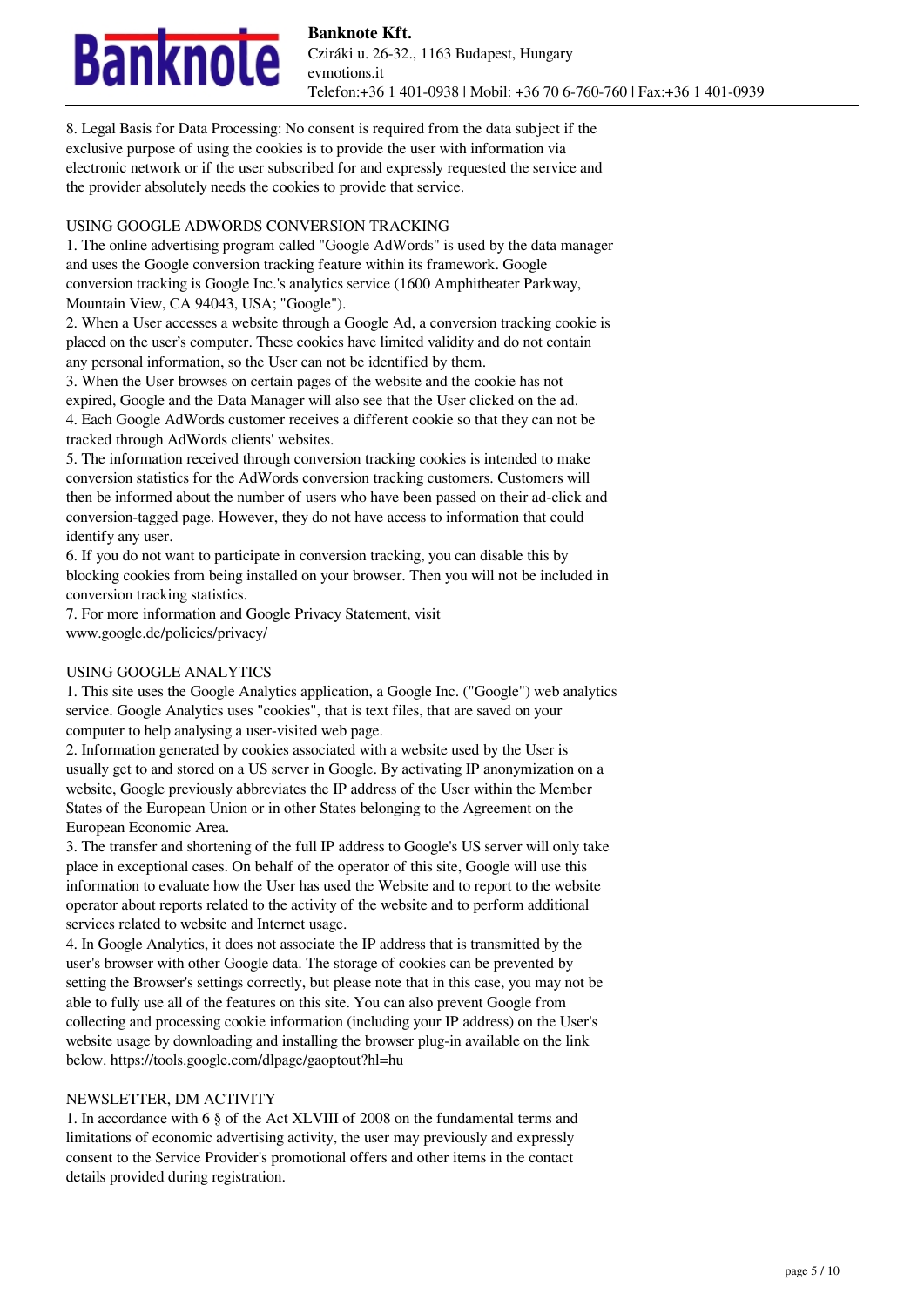8. Legal Basis for Data Processing: No consent is required from the data subject if the exclusive purpose of using the cookies is to provide the user with information via electronic network or if the user subscribed for and expressly requested the service and the provider absolutely needs the cookies to provide that service.

## USING GOOGLE ADWORDS CONVERSION TRACKING

1. The online advertising program called "Google AdWords" is used by the data manager and uses the Google conversion tracking feature within its framework. Google conversion tracking is Google Inc.'s analytics service (1600 Amphitheater Parkway, Mountain View, CA 94043, USA; "Google").
2. When a User accesses a website through a Google Ad, a conversion tracking cookie is placed on the user's computer. These cookies have limited validity and do not contain any personal information, so the User can not be identified by them.
3. When the User browses on certain pages of the website and the cookie has not expired, Google and the Data Manager will also see that the User clicked on the ad.
4. Each Google AdWords customer receives a different cookie so that they can not be tracked through AdWords clients' websites.
5. The information received through conversion tracking cookies is intended to make conversion statistics for the AdWords conversion tracking customers. Customers will then be informed about the number of users who have been passed on their ad-click and conversion-tagged page. However, they do not have access to information that could identify any user.
6. If you do not want to participate in conversion tracking, you can disable this by blocking cookies from being installed on your browser. Then you will not be included in conversion tracking statistics.
7. For more information and Google Privacy Statement, visit www.google.de/policies/privacy/

## USING GOOGLE ANALYTICS

1. This site uses the Google Analytics application, a Google Inc. ("Google") web analytics service. Google Analytics uses "cookies", that is text files, that are saved on your computer to help analysing a user-visited web page.
2. Information generated by cookies associated with a website used by the User is usually get to and stored on a US server in Google. By activating IP anonymization on a website, Google previously abbreviates the IP address of the User within the Member States of the European Union or in other States belonging to the Agreement on the European Economic Area.
3. The transfer and shortening of the full IP address to Google's US server will only take place in exceptional cases. On behalf of the operator of this site, Google will use this information to evaluate how the User has used the Website and to report to the website operator about reports related to the activity of the website and to perform additional services related to website and Internet usage.
4. In Google Analytics, it does not associate the IP address that is transmitted by the user's browser with other Google data. The storage of cookies can be prevented by setting the Browser's settings correctly, but please note that in this case, you may not be able to fully use all of the features on this site. You can also prevent Google from collecting and processing cookie information (including your IP address) on the User's website usage by downloading and installing the browser plug-in available on the link below. https://tools.google.com/dlpage/gaoptout?hl=hu

## NEWSLETTER, DM ACTIVITY

1. In accordance with 6 § of the Act XLVIII of 2008 on the fundamental terms and limitations of economic advertising activity, the user may previously and expressly consent to the Service Provider's promotional offers and other items in the contact details provided during registration.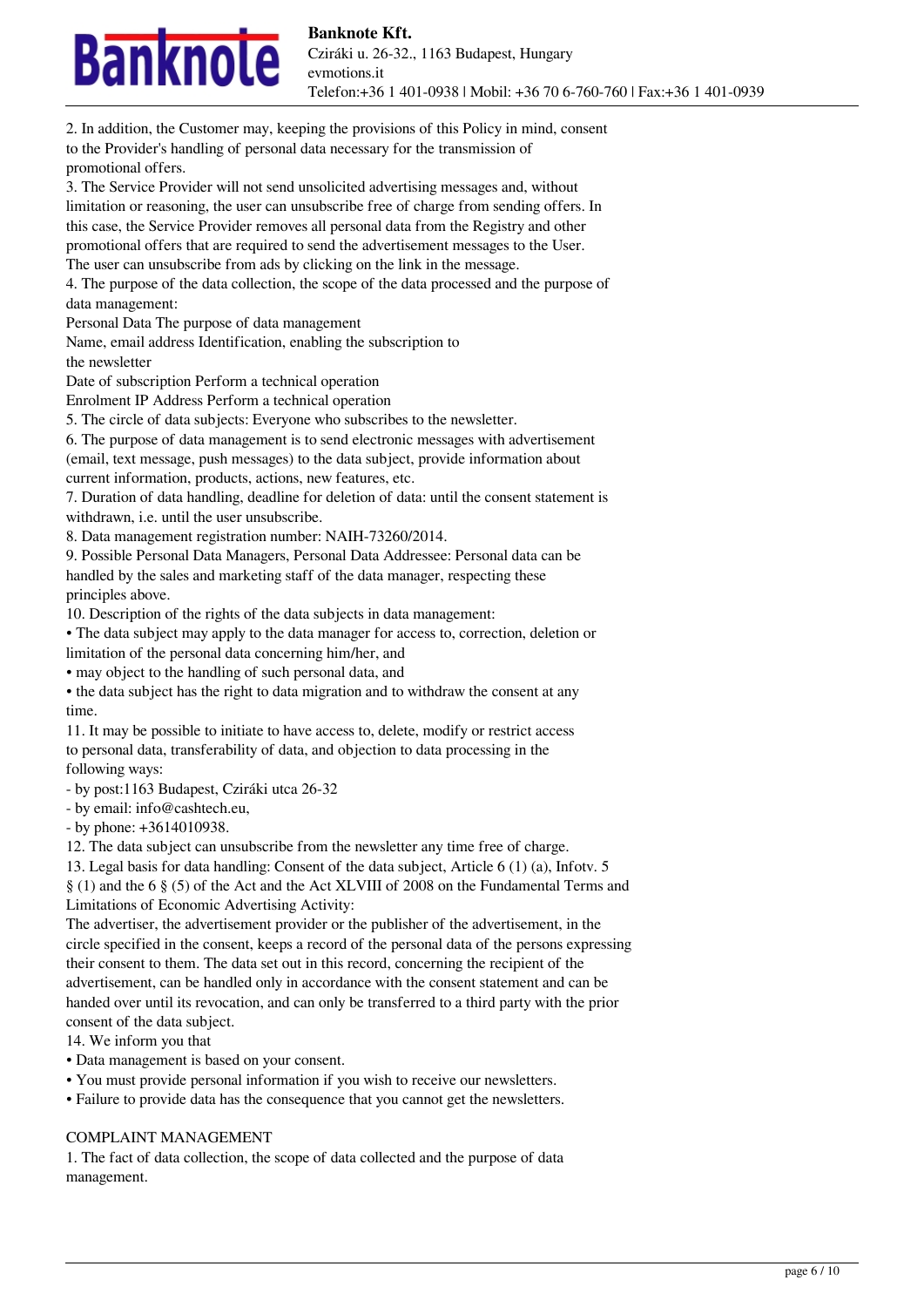2. In addition, the Customer may, keeping the provisions of this Policy in mind, consent to the Provider's handling of personal data necessary for the transmission of promotional offers.

3. The Service Provider will not send unsolicited advertising messages and, without limitation or reasoning, the user can unsubscribe free of charge from sending offers. In this case, the Service Provider removes all personal data from the Registry and other promotional offers that are required to send the advertisement messages to the User. The user can unsubscribe from ads by clicking on the link in the message.

4. The purpose of the data collection, the scope of the data processed and the purpose of data management:

| Personal Data | The purpose of data management |
|---|---|
| Name, email address | Identification, enabling the subscription to the newsletter |
| Date of subscription | Perform a technical operation |
| Enrolment IP Address | Perform a technical operation |

5. The circle of data subjects: Everyone who subscribes to the newsletter.

6. The purpose of data management is to send electronic messages with advertisement (email, text message, push messages) to the data subject, provide information about current information, products, actions, new features, etc.

7. Duration of data handling, deadline for deletion of data: until the consent statement is withdrawn, i.e. until the user unsubscribe.

8. Data management registration number: NAIH-73260/2014.

9. Possible Personal Data Managers, Personal Data Addressee: Personal data can be handled by the sales and marketing staff of the data manager, respecting these principles above.

10. Description of the rights of the data subjects in data management:

- The data subject may apply to the data manager for access to, correction, deletion or limitation of the personal data concerning him/her, and
- may object to the handling of such personal data, and
- the data subject has the right to data migration and to withdraw the consent at any time.

11. It may be possible to initiate to have access to, delete, modify or restrict access to personal data, transferability of data, and objection to data processing in the following ways:

- by post:1163 Budapest, Cziráki utca 26-32
- by email: info@cashtech.eu,
- by phone: +3614010938.

12. The data subject can unsubscribe from the newsletter any time free of charge.

13. Legal basis for data handling: Consent of the data subject, Article 6 (1) (a), Infotv. 5 § (1) and the 6 § (5) of the Act and the Act XLVIII of 2008 on the Fundamental Terms and Limitations of Economic Advertising Activity:

The advertiser, the advertisement provider or the publisher of the advertisement, in the circle specified in the consent, keeps a record of the personal data of the persons expressing their consent to them. The data set out in this record, concerning the recipient of the advertisement, can be handled only in accordance with the consent statement and can be handed over until its revocation, and can only be transferred to a third party with the prior consent of the data subject.

14. We inform you that

- Data management is based on your consent.
- You must provide personal information if you wish to receive our newsletters.
- Failure to provide data has the consequence that you cannot get the newsletters.

## COMPLAINT MANAGEMENT

1. The fact of data collection, the scope of data collected and the purpose of data management.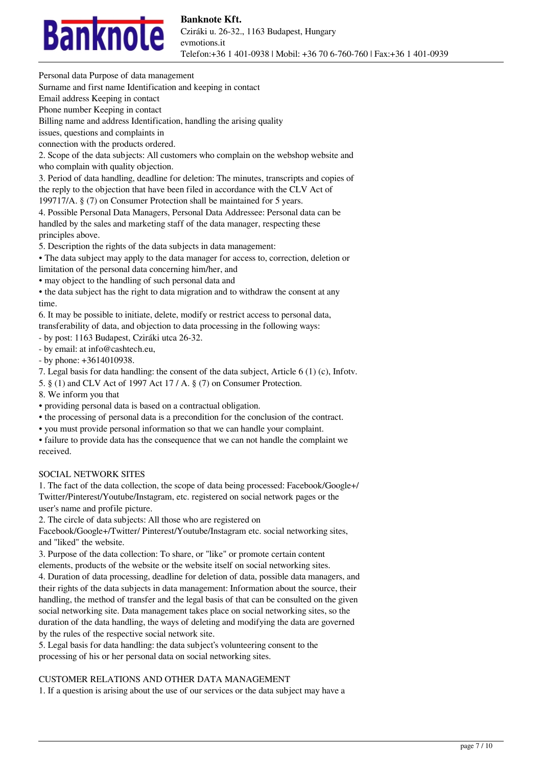| Personal data | Purpose of data management |
| --- | --- |
| Surname and first name | Identification and keeping in contact |
| Email address | Keeping in contact |
| Phone number | Keeping in contact |
| Billing name and address | Identification, handling the arising quality issues, questions and complaints in connection with the products ordered. |

2. Scope of the data subjects: All customers who complain on the webshop website and who complain with quality objection.

3. Period of data handling, deadline for deletion: The minutes, transcripts and copies of the reply to the objection that have been filed in accordance with the CLV Act of 199717/A. § (7) on Consumer Protection shall be maintained for 5 years.

4. Possible Personal Data Managers, Personal Data Addressee: Personal data can be handled by the sales and marketing staff of the data manager, respecting these principles above.

5. Description the rights of the data subjects in data management:

- The data subject may apply to the data manager for access to, correction, deletion or limitation of the personal data concerning him/her, and
- may object to the handling of such personal data and
- the data subject has the right to data migration and to withdraw the consent at any time.

6. It may be possible to initiate, delete, modify or restrict access to personal data, transferability of data, and objection to data processing in the following ways:

- by post: 1163 Budapest, Cziráki utca 26-32.
- by email: at info@cashtech.eu,
- by phone: +3614010938.

7. Legal basis for data handling: the consent of the data subject, Article 6 (1) (c), Infotv. 5. § (1) and CLV Act of 1997 Act 17 / A. § (7) on Consumer Protection.

8. We inform you that

- providing personal data is based on a contractual obligation.
- the processing of personal data is a precondition for the conclusion of the contract.
- you must provide personal information so that we can handle your complaint.
- failure to provide data has the consequence that we can not handle the complaint we received.

## SOCIAL NETWORK SITES

1. The fact of the data collection, the scope of data being processed: Facebook/Google+/Twitter/Pinterest/Youtube/Instagram, etc. registered on social network pages or the user's name and profile picture.

2. The circle of data subjects: All those who are registered on Facebook/Google+/Twitter/ Pinterest/Youtube/Instagram etc. social networking sites, and "liked" the website.

3. Purpose of the data collection: To share, or "like" or promote certain content elements, products of the website or the website itself on social networking sites.

4. Duration of data processing, deadline for deletion of data, possible data managers, and their rights of the data subjects in data management: Information about the source, their handling, the method of transfer and the legal basis of that can be consulted on the given social networking site. Data management takes place on social networking sites, so the duration of the data handling, the ways of deleting and modifying the data are governed by the rules of the respective social network site.

5. Legal basis for data handling: the data subject's volunteering consent to the processing of his or her personal data on social networking sites.

## CUSTOMER RELATIONS AND OTHER DATA MANAGEMENT

1. If a question is arising about the use of our services or the data subject may have a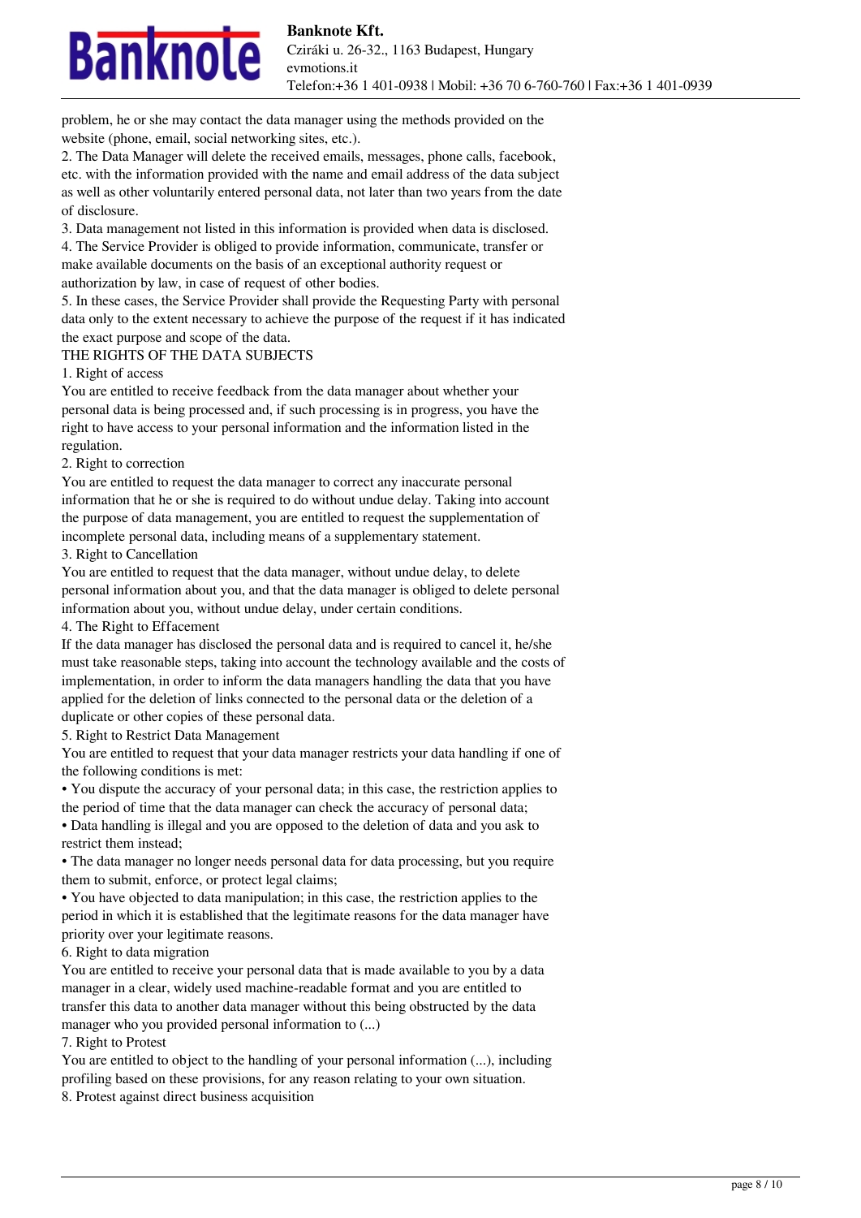problem, he or she may contact the data manager using the methods provided on the website (phone, email, social networking sites, etc.).

2. The Data Manager will delete the received emails, messages, phone calls, facebook, etc. with the information provided with the name and email address of the data subject as well as other voluntarily entered personal data, not later than two years from the date of disclosure.

3. Data management not listed in this information is provided when data is disclosed.

4. The Service Provider is obliged to provide information, communicate, transfer or make available documents on the basis of an exceptional authority request or authorization by law, in case of request of other bodies.

5. In these cases, the Service Provider shall provide the Requesting Party with personal data only to the extent necessary to achieve the purpose of the request if it has indicated the exact purpose and scope of the data.

THE RIGHTS OF THE DATA SUBJECTS

1. Right of access

You are entitled to receive feedback from the data manager about whether your personal data is being processed and, if such processing is in progress, you have the right to have access to your personal information and the information listed in the regulation.

2. Right to correction

You are entitled to request the data manager to correct any inaccurate personal information that he or she is required to do without undue delay. Taking into account the purpose of data management, you are entitled to request the supplementation of incomplete personal data, including means of a supplementary statement.

3. Right to Cancellation

You are entitled to request that the data manager, without undue delay, to delete personal information about you, and that the data manager is obliged to delete personal information about you, without undue delay, under certain conditions.

4. The Right to Effacement

If the data manager has disclosed the personal data and is required to cancel it, he/she must take reasonable steps, taking into account the technology available and the costs of implementation, in order to inform the data managers handling the data that you have applied for the deletion of links connected to the personal data or the deletion of a duplicate or other copies of these personal data.

5. Right to Restrict Data Management

You are entitled to request that your data manager restricts your data handling if one of the following conditions is met:

- You dispute the accuracy of your personal data; in this case, the restriction applies to the period of time that the data manager can check the accuracy of personal data;
- Data handling is illegal and you are opposed to the deletion of data and you ask to restrict them instead;
- The data manager no longer needs personal data for data processing, but you require them to submit, enforce, or protect legal claims;
- You have objected to data manipulation; in this case, the restriction applies to the period in which it is established that the legitimate reasons for the data manager have priority over your legitimate reasons.

6. Right to data migration

You are entitled to receive your personal data that is made available to you by a data manager in a clear, widely used machine-readable format and you are entitled to transfer this data to another data manager without this being obstructed by the data manager who you provided personal information to (...)

7. Right to Protest

You are entitled to object to the handling of your personal information (...), including profiling based on these provisions, for any reason relating to your own situation.

8. Protest against direct business acquisition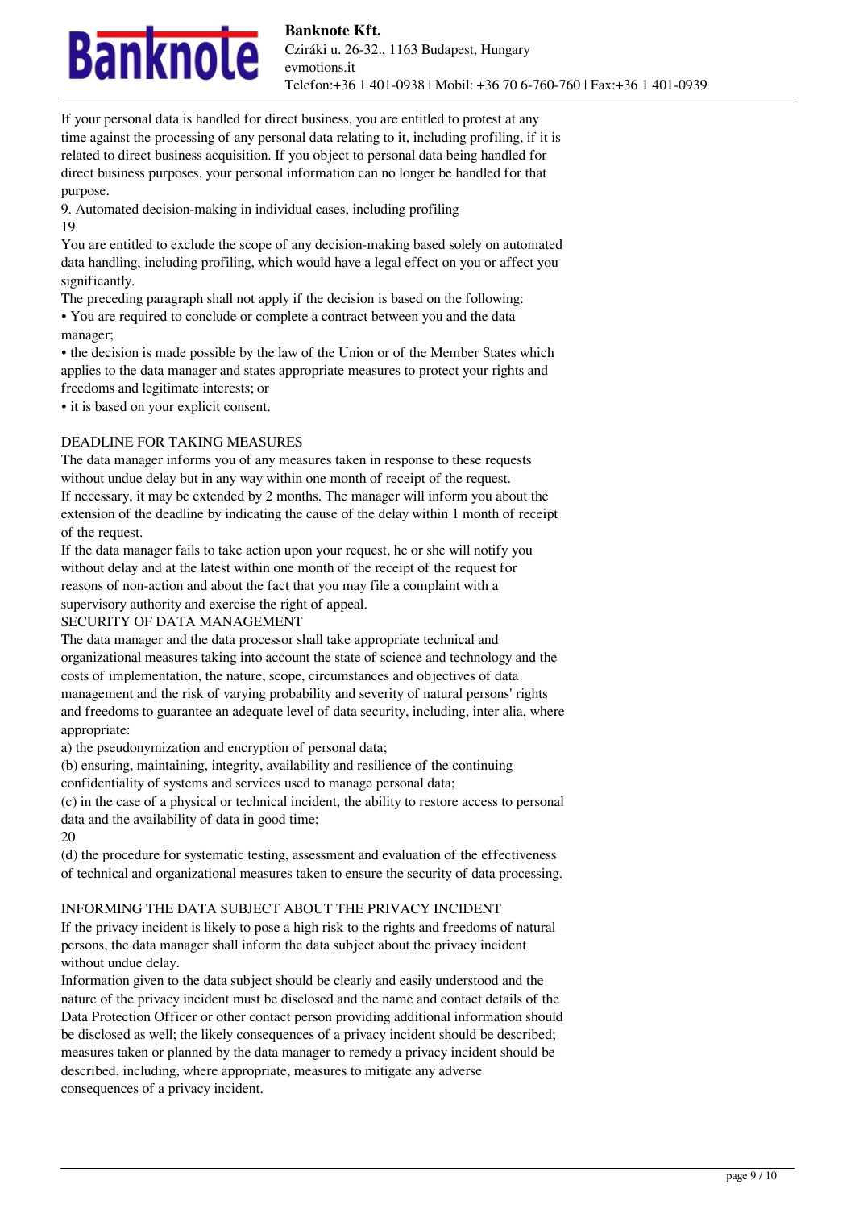If your personal data is handled for direct business, you are entitled to protest at any time against the processing of any personal data relating to it, including profiling, if it is related to direct business acquisition. If you object to personal data being handled for direct business purposes, your personal information can no longer be handled for that purpose.

9. Automated decision-making in individual cases, including profiling

19

You are entitled to exclude the scope of any decision-making based solely on automated data handling, including profiling, which would have a legal effect on you or affect you significantly.

The preceding paragraph shall not apply if the decision is based on the following:

- You are required to conclude or complete a contract between you and the data manager;
- the decision is made possible by the law of the Union or of the Member States which applies to the data manager and states appropriate measures to protect your rights and freedoms and legitimate interests; or
- it is based on your explicit consent.

## DEADLINE FOR TAKING MEASURES

The data manager informs you of any measures taken in response to these requests without undue delay but in any way within one month of receipt of the request.

If necessary, it may be extended by 2 months. The manager will inform you about the extension of the deadline by indicating the cause of the delay within 1 month of receipt of the request.

If the data manager fails to take action upon your request, he or she will notify you without delay and at the latest within one month of the receipt of the request for reasons of non-action and about the fact that you may file a complaint with a supervisory authority and exercise the right of appeal.

## SECURITY OF DATA MANAGEMENT

The data manager and the data processor shall take appropriate technical and organizational measures taking into account the state of science and technology and the costs of implementation, the nature, scope, circumstances and objectives of data management and the risk of varying probability and severity of natural persons' rights and freedoms to guarantee an adequate level of data security, including, inter alia, where appropriate:

a) the pseudonymization and encryption of personal data;

(b) ensuring, maintaining, integrity, availability and resilience of the continuing confidentiality of systems and services used to manage personal data;

(c) in the case of a physical or technical incident, the ability to restore access to personal data and the availability of data in good time;

20

(d) the procedure for systematic testing, assessment and evaluation of the effectiveness of technical and organizational measures taken to ensure the security of data processing.

## INFORMING THE DATA SUBJECT ABOUT THE PRIVACY INCIDENT

If the privacy incident is likely to pose a high risk to the rights and freedoms of natural persons, the data manager shall inform the data subject about the privacy incident without undue delay.

Information given to the data subject should be clearly and easily understood and the nature of the privacy incident must be disclosed and the name and contact details of the Data Protection Officer or other contact person providing additional information should be disclosed as well; the likely consequences of a privacy incident should be described; measures taken or planned by the data manager to remedy a privacy incident should be described, including, where appropriate, measures to mitigate any adverse consequences of a privacy incident.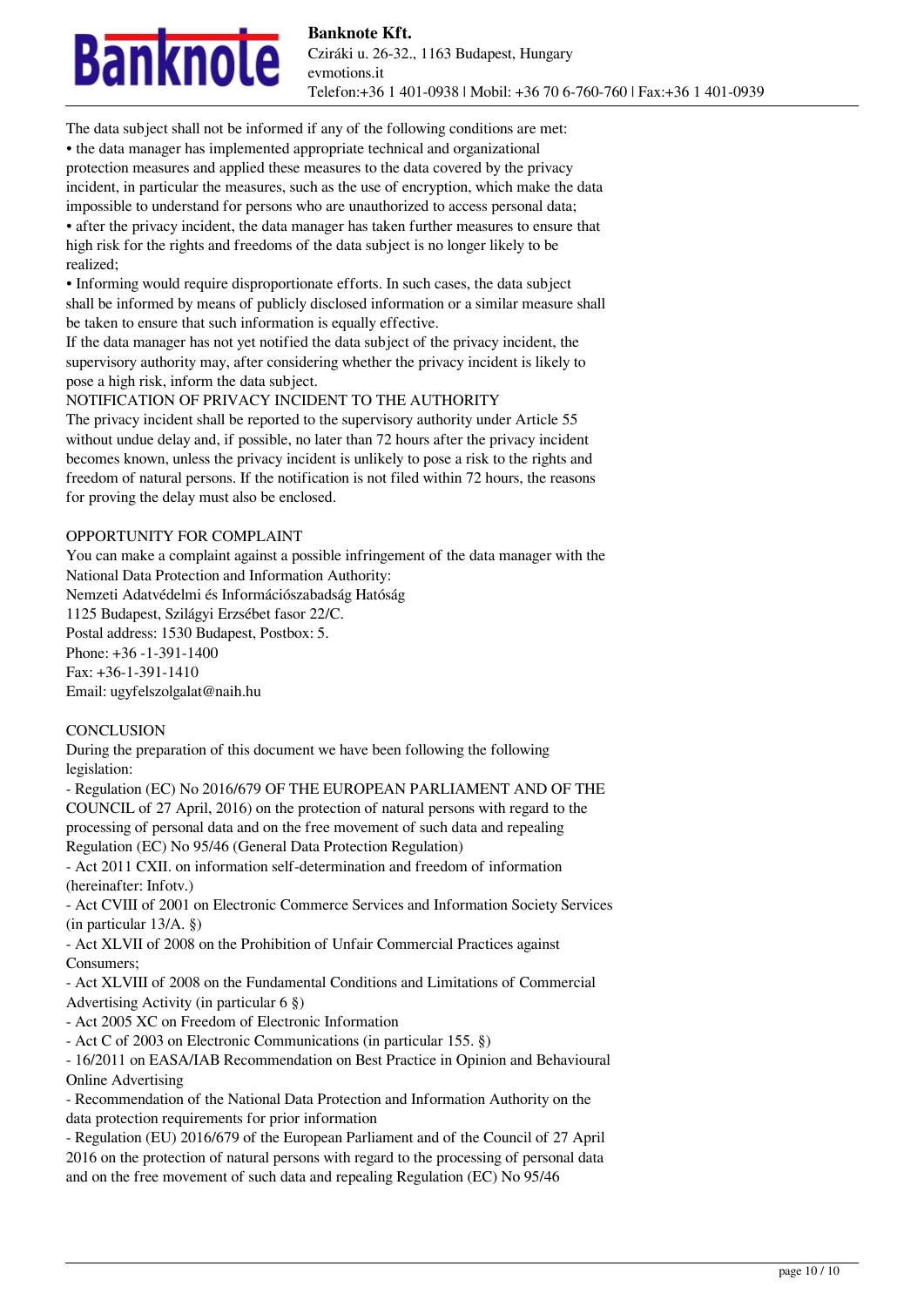The data subject shall not be informed if any of the following conditions are met:

- the data manager has implemented appropriate technical and organizational protection measures and applied these measures to the data covered by the privacy incident, in particular the measures, such as the use of encryption, which make the data impossible to understand for persons who are unauthorized to access personal data;
- after the privacy incident, the data manager has taken further measures to ensure that high risk for the rights and freedoms of the data subject is no longer likely to be realized;
- Informing would require disproportionate efforts. In such cases, the data subject shall be informed by means of publicly disclosed information or a similar measure shall be taken to ensure that such information is equally effective.

If the data manager has not yet notified the data subject of the privacy incident, the supervisory authority may, after considering whether the privacy incident is likely to pose a high risk, inform the data subject.

NOTIFICATION OF PRIVACY INCIDENT TO THE AUTHORITY

The privacy incident shall be reported to the supervisory authority under Article 55 without undue delay and, if possible, no later than 72 hours after the privacy incident becomes known, unless the privacy incident is unlikely to pose a risk to the rights and freedom of natural persons. If the notification is not filed within 72 hours, the reasons for proving the delay must also be enclosed.

OPPORTUNITY FOR COMPLAINT

You can make a complaint against a possible infringement of the data manager with the National Data Protection and Information Authority:
Nemzeti Adatvédelmi és Információszabadság Hatóság
1125 Budapest, Szilágyi Erzsébet fasor 22/C.
Postal address: 1530 Budapest, Postbox: 5.
Phone: +36 -1-391-1400
Fax: +36-1-391-1410
Email: ugyfelszolgalat@naih.hu

CONCLUSION

During the preparation of this document we have been following the following legislation:

- Regulation (EC) No 2016/679 OF THE EUROPEAN PARLIAMENT AND OF THE COUNCIL of 27 April, 2016) on the protection of natural persons with regard to the processing of personal data and on the free movement of such data and repealing Regulation (EC) No 95/46 (General Data Protection Regulation)
- Act 2011 CXII. on information self-determination and freedom of information (hereinafter: Infotv.)
- Act CVIII of 2001 on Electronic Commerce Services and Information Society Services (in particular 13/A. §)
- Act XLVII of 2008 on the Prohibition of Unfair Commercial Practices against Consumers;
- Act XLVIII of 2008 on the Fundamental Conditions and Limitations of Commercial Advertising Activity (in particular 6 §)
- Act 2005 XC on Freedom of Electronic Information
- Act C of 2003 on Electronic Communications (in particular 155. §)
- 16/2011 on EASA/IAB Recommendation on Best Practice in Opinion and Behavioural Online Advertising
- Recommendation of the National Data Protection and Information Authority on the data protection requirements for prior information
- Regulation (EU) 2016/679 of the European Parliament and of the Council of 27 April 2016 on the protection of natural persons with regard to the processing of personal data and on the free movement of such data and repealing Regulation (EC) No 95/46